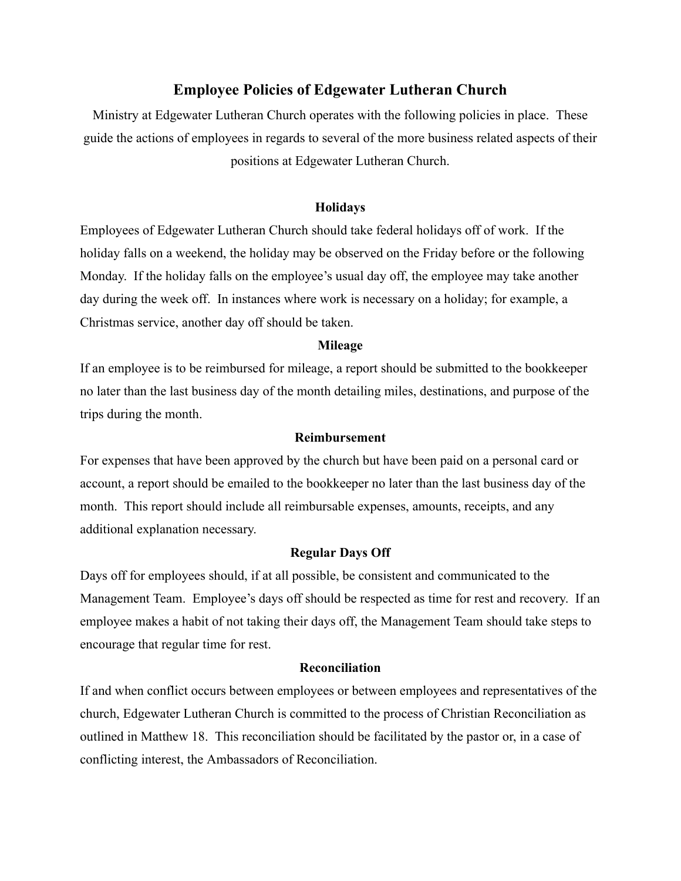# Employee Policies of Edgewater Lutheran Church

Ministry at Edgewater Lutheran Church operates with the following policies in place. These guide the actions of employees in regards to several of the more business related aspects of their positions at Edgewater Lutheran Church.

## Holidays

Employees of Edgewater Lutheran Church should take federal holidays off of work. If the holiday falls on a weekend, the holiday may be observed on the Friday before or the following Monday. If the holiday falls on the employee's usual day off, the employee may take another day during the week off. In instances where work is necessary on a holiday; for example, a Christmas service, another day off should be taken.

## Mileage

If an employee is to be reimbursed for mileage, a report should be submitted to the bookkeeper no later than the last business day of the month detailing miles, destinations, and purpose of the trips during the month.

## Reimbursement

For expenses that have been approved by the church but have been paid on a personal card or account, a report should be emailed to the bookkeeper no later than the last business day of the month. This report should include all reimbursable expenses, amounts, receipts, and any additional explanation necessary.

## Regular Days Off

Days off for employees should, if at all possible, be consistent and communicated to the Management Team. Employee's days off should be respected as time for rest and recovery. If an employee makes a habit of not taking their days off, the Management Team should take steps to encourage that regular time for rest.

## Reconciliation

If and when conflict occurs between employees or between employees and representatives of the church, Edgewater Lutheran Church is committed to the process of Christian Reconciliation as outlined in Matthew 18. This reconciliation should be facilitated by the pastor or, in a case of conflicting interest, the Ambassadors of Reconciliation.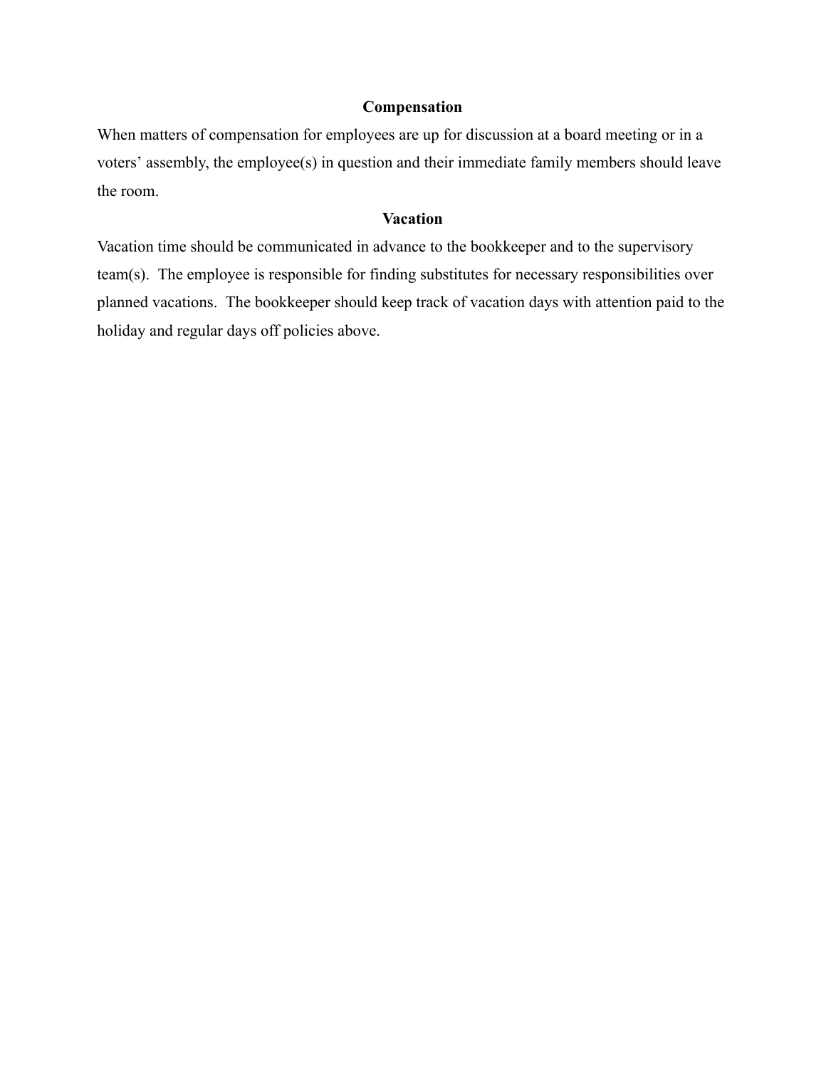## Compensation

When matters of compensation for employees are up for discussion at a board meeting or in a voters' assembly, the employee(s) in question and their immediate family members should leave the room.

## Vacation

Vacation time should be communicated in advance to the bookkeeper and to the supervisory team(s). The employee is responsible for finding substitutes for necessary responsibilities over planned vacations. The bookkeeper should keep track of vacation days with attention paid to the holiday and regular days off policies above.